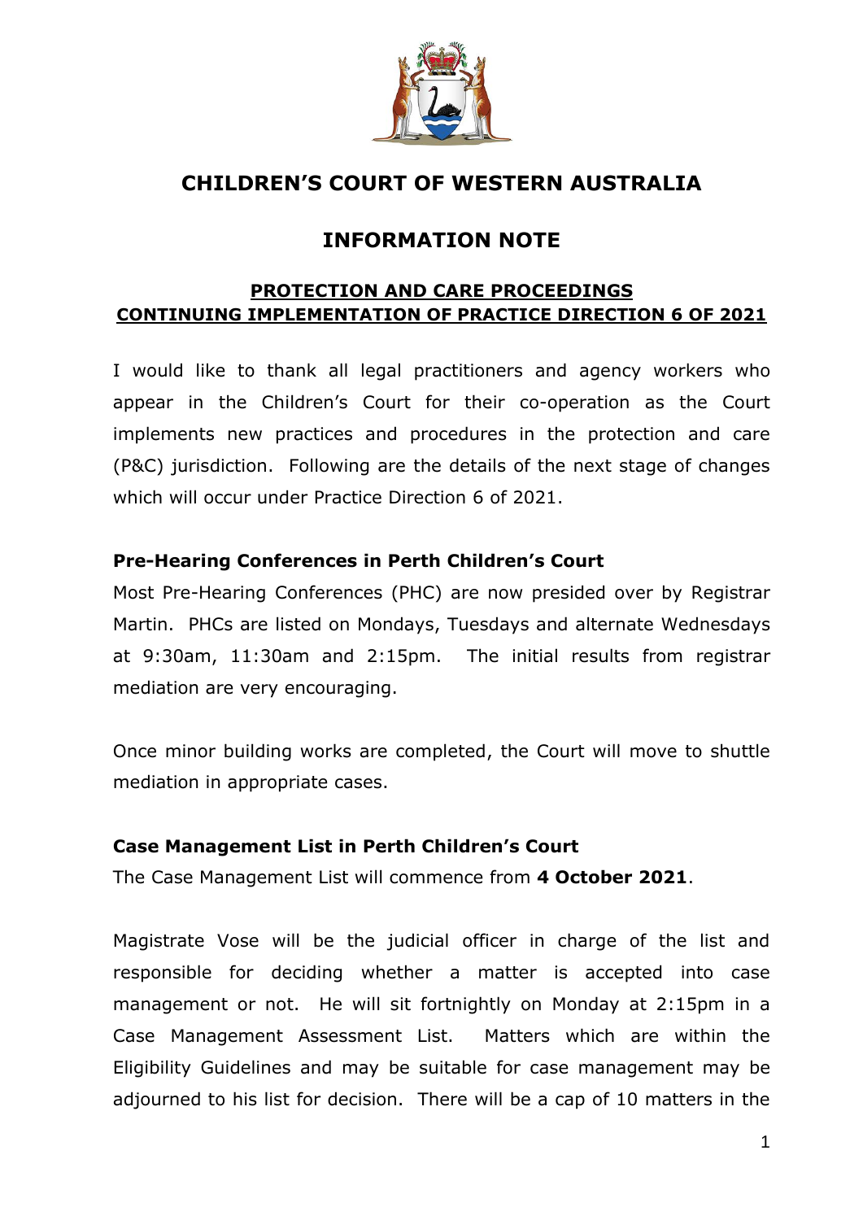# CHILDREN'S COURT OF WESTERN AUSTRALIA

## INFORMATION NOTE

### PROTECTION AND CARE PROCEEDINGS
### CONTINUING IMPLEMENTATION OF PRACTICE DIRECTION 6 OF 2021

I would like to thank all legal practitioners and agency workers who appear in the Children's Court for their co-operation as the Court implements new practices and procedures in the protection and care (P&C) jurisdiction. Following are the details of the next stage of changes which will occur under Practice Direction 6 of 2021.

**Pre-Hearing Conferences in Perth Children's Court**

Most Pre-Hearing Conferences (PHC) are now presided over by Registrar Martin. PHCs are listed on Mondays, Tuesdays and alternate Wednesdays at 9:30am, 11:30am and 2:15pm. The initial results from registrar mediation are very encouraging.

Once minor building works are completed, the Court will move to shuttle mediation in appropriate cases.

**Case Management List in Perth Children's Court**

The Case Management List will commence from **4 October 2021**.

Magistrate Vose will be the judicial officer in charge of the list and responsible for deciding whether a matter is accepted into case management or not. He will sit fortnightly on Monday at 2:15pm in a Case Management Assessment List. Matters which are within the Eligibility Guidelines and may be suitable for case management may be adjourned to his list for decision. There will be a cap of 10 matters in the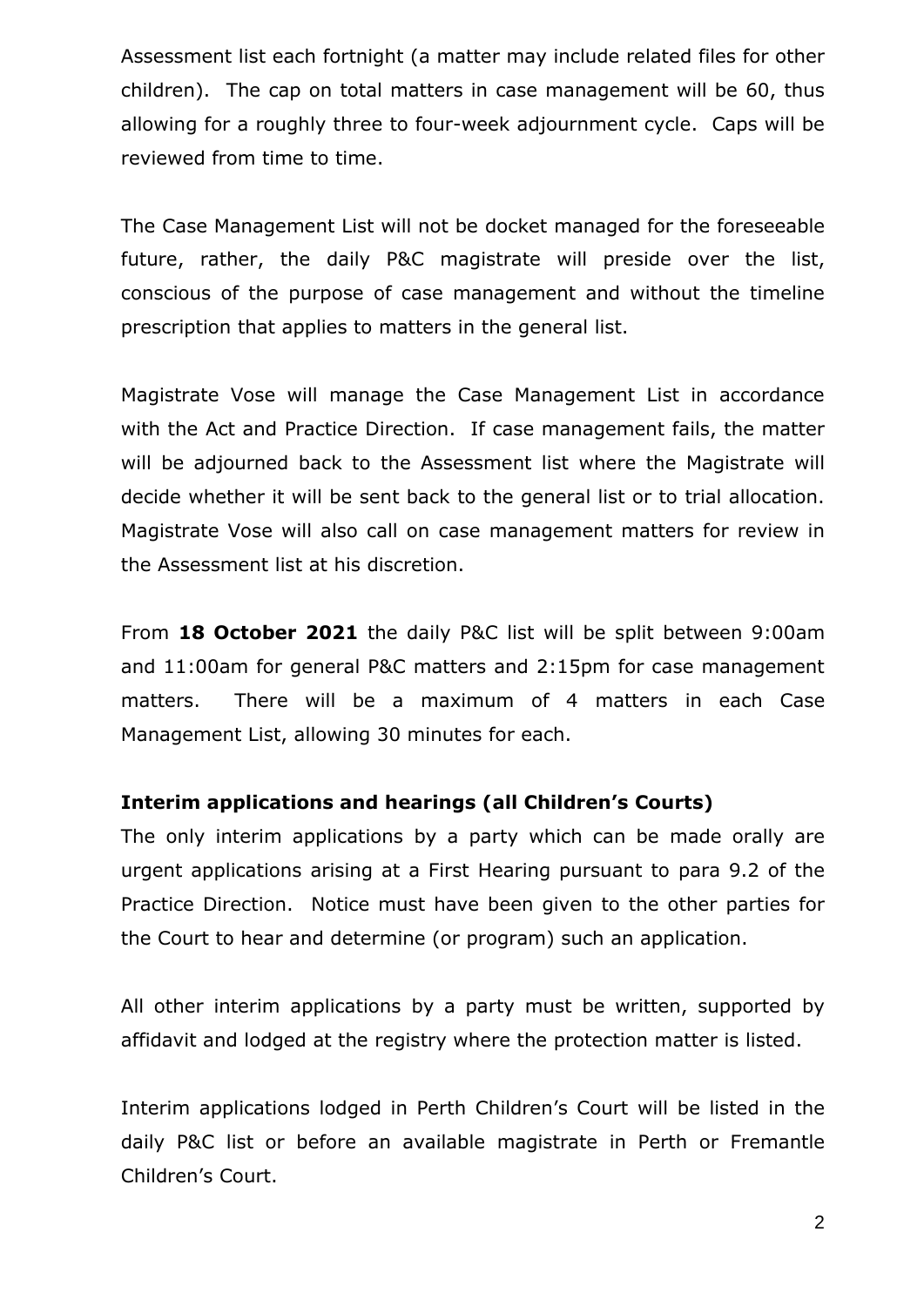Assessment list each fortnight (a matter may include related files for other children). The cap on total matters in case management will be 60, thus allowing for a roughly three to four-week adjournment cycle. Caps will be reviewed from time to time.

The Case Management List will not be docket managed for the foreseeable future, rather, the daily P&C magistrate will preside over the list, conscious of the purpose of case management and without the timeline prescription that applies to matters in the general list.

Magistrate Vose will manage the Case Management List in accordance with the Act and Practice Direction. If case management fails, the matter will be adjourned back to the Assessment list where the Magistrate will decide whether it will be sent back to the general list or to trial allocation. Magistrate Vose will also call on case management matters for review in the Assessment list at his discretion.

From **18 October 2021** the daily P&C list will be split between 9:00am and 11:00am for general P&C matters and 2:15pm for case management matters. There will be a maximum of 4 matters in each Case Management List, allowing 30 minutes for each.

**Interim applications and hearings (all Children's Courts)**

The only interim applications by a party which can be made orally are urgent applications arising at a First Hearing pursuant to para 9.2 of the Practice Direction. Notice must have been given to the other parties for the Court to hear and determine (or program) such an application.

All other interim applications by a party must be written, supported by affidavit and lodged at the registry where the protection matter is listed.

Interim applications lodged in Perth Children's Court will be listed in the daily P&C list or before an available magistrate in Perth or Fremantle Children's Court.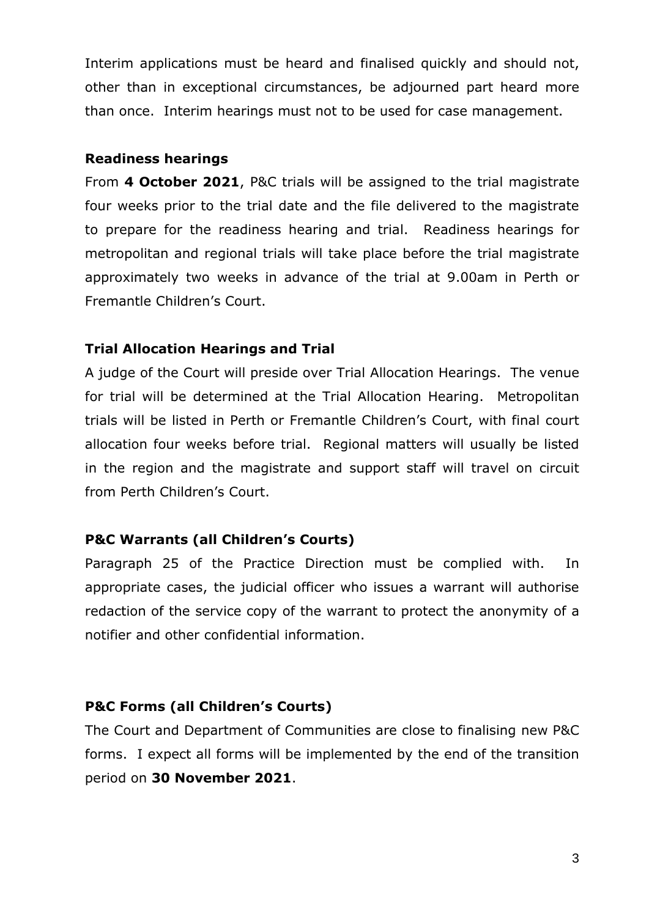Interim applications must be heard and finalised quickly and should not, other than in exceptional circumstances, be adjourned part heard more than once. Interim hearings must not to be used for case management.

**Readiness hearings**

From **4 October 2021**, P&C trials will be assigned to the trial magistrate four weeks prior to the trial date and the file delivered to the magistrate to prepare for the readiness hearing and trial. Readiness hearings for metropolitan and regional trials will take place before the trial magistrate approximately two weeks in advance of the trial at 9.00am in Perth or Fremantle Children's Court.

**Trial Allocation Hearings and Trial**

A judge of the Court will preside over Trial Allocation Hearings. The venue for trial will be determined at the Trial Allocation Hearing. Metropolitan trials will be listed in Perth or Fremantle Children's Court, with final court allocation four weeks before trial. Regional matters will usually be listed in the region and the magistrate and support staff will travel on circuit from Perth Children's Court.

**P&C Warrants (all Children's Courts)**

Paragraph 25 of the Practice Direction must be complied with. In appropriate cases, the judicial officer who issues a warrant will authorise redaction of the service copy of the warrant to protect the anonymity of a notifier and other confidential information.

**P&C Forms (all Children's Courts)**

The Court and Department of Communities are close to finalising new P&C forms. I expect all forms will be implemented by the end of the transition period on **30 November 2021**.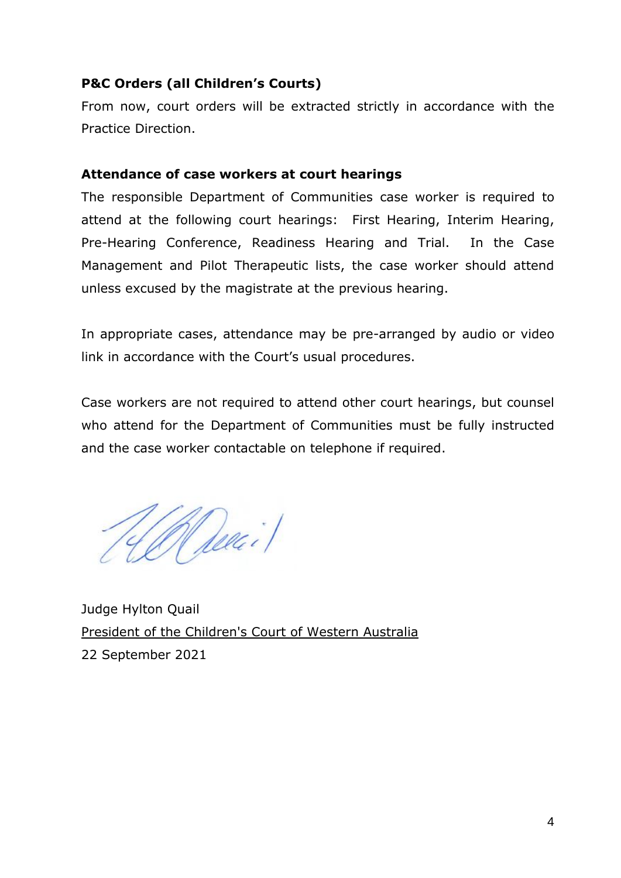**P&C Orders (all Children's Courts)**

From now, court orders will be extracted strictly in accordance with the Practice Direction.

**Attendance of case workers at court hearings**

The responsible Department of Communities case worker is required to attend at the following court hearings: First Hearing, Interim Hearing, Pre-Hearing Conference, Readiness Hearing and Trial. In the Case Management and Pilot Therapeutic lists, the case worker should attend unless excused by the magistrate at the previous hearing.

In appropriate cases, attendance may be pre-arranged by audio or video link in accordance with the Court's usual procedures.

Case workers are not required to attend other court hearings, but counsel who attend for the Department of Communities must be fully instructed and the case worker contactable on telephone if required.

Judge Hylton Quail
President of the Children's Court of Western Australia
22 September 2021